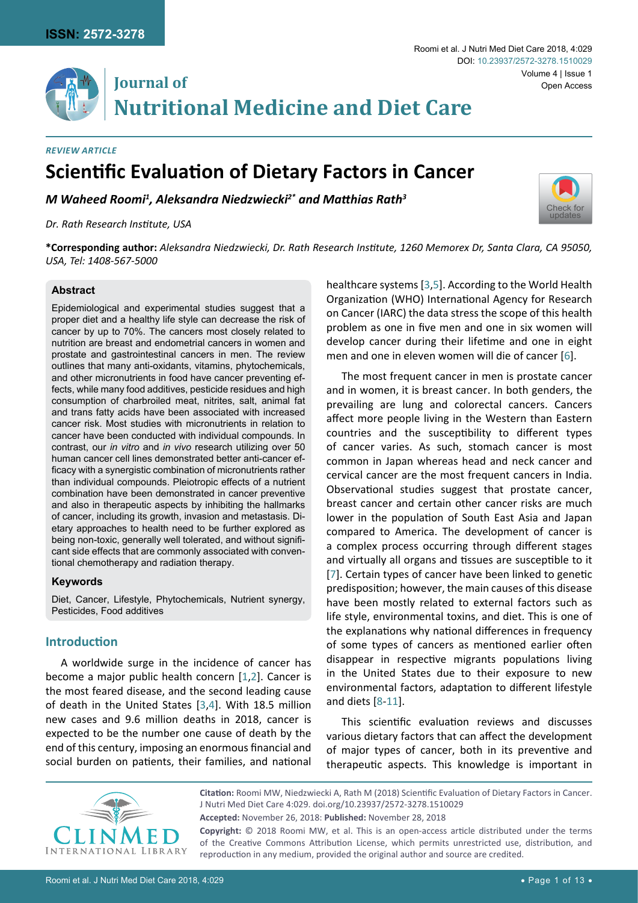ISSN: 2572-3278

# Journal of Nutritional Medicine and Diet Care

*REVIEW ARTICLE*

# Scientific Evaluation of Dietary Factors in Cancer

***M Waheed Roomi*[1]*, Aleksandra Niedzwiecki*[2*] *and Matthias Rath*[3]**

*Dr. Rath Research Institute, USA*

**\*Corresponding author:** *Aleksandra Niedzwiecki, Dr. Rath Research Institute, 1260 Memorex Dr, Santa Clara, CA 95050, USA, Tel: 1408-567-5000*

### Abstract

Epidemiological and experimental studies suggest that a proper diet and a healthy life style can decrease the risk of cancer by up to 70%. The cancers most closely related to nutrition are breast and endometrial cancers in women and prostate and gastrointestinal cancers in men. The review outlines that many anti-oxidants, vitamins, phytochemicals, and other micronutrients in food have cancer preventing effects, while many food additives, pesticide residues and high consumption of charbroiled meat, nitrites, salt, animal fat and trans fatty acids have been associated with increased cancer risk. Most studies with micronutrients in relation to cancer have been conducted with individual compounds. In contrast, our *in vitro* and *in vivo* research utilizing over 50 human cancer cell lines demonstrated better anti-cancer efficacy with a synergistic combination of micronutrients rather than individual compounds. Pleiotropic effects of a nutrient combination have been demonstrated in cancer preventive and also in therapeutic aspects by inhibiting the hallmarks of cancer, including its growth, invasion and metastasis. Dietary approaches to health need to be further explored as being non-toxic, generally well tolerated, and without significant side effects that are commonly associated with conventional chemotherapy and radiation therapy.

### Keywords

Diet, Cancer, Lifestyle, Phytochemicals, Nutrient synergy, Pesticides, Food additives

## Introduction

A worldwide surge in the incidence of cancer has become a major public health concern [1,2]. Cancer is the most feared disease, and the second leading cause of death in the United States [3,4]. With 18.5 million new cases and 9.6 million deaths in 2018, cancer is expected to be the number one cause of death by the end of this century, imposing an enormous financial and social burden on patients, their families, and national healthcare systems [3,5]. According to the World Health Organization (WHO) International Agency for Research on Cancer (IARC) the data stress the scope of this health problem as one in five men and one in six women will develop cancer during their lifetime and one in eight men and one in eleven women will die of cancer [6].

The most frequent cancer in men is prostate cancer and in women, it is breast cancer. In both genders, the prevailing are lung and colorectal cancers. Cancers affect more people living in the Western than Eastern countries and the susceptibility to different types of cancer varies. As such, stomach cancer is most common in Japan whereas head and neck cancer and cervical cancer are the most frequent cancers in India. Observational studies suggest that prostate cancer, breast cancer and certain other cancer risks are much lower in the population of South East Asia and Japan compared to America. The development of cancer is a complex process occurring through different stages and virtually all organs and tissues are susceptible to it [7]. Certain types of cancer have been linked to genetic predisposition; however, the main causes of this disease have been mostly related to external factors such as life style, environmental toxins, and diet. This is one of the explanations why national differences in frequency of some types of cancers as mentioned earlier often disappear in respective migrants populations living in the United States due to their exposure to new environmental factors, adaptation to different lifestyle and diets [8-11].

This scientific evaluation reviews and discusses various dietary factors that can affect the development of major types of cancer, both in its preventive and therapeutic aspects. This knowledge is important in

**Citation:** Roomi MW, Niedzwiecki A, Rath M (2018) Scientific Evaluation of Dietary Factors in Cancer. J Nutri Med Diet Care 4:029. doi.org/10.23937/2572-3278.1510029

**Accepted:** November 26, 2018: **Published:** November 28, 2018

**Copyright:** © 2018 Roomi MW, et al. This is an open-access article distributed under the terms of the Creative Commons Attribution License, which permits unrestricted use, distribution, and reproduction in any medium, provided the original author and source are credited.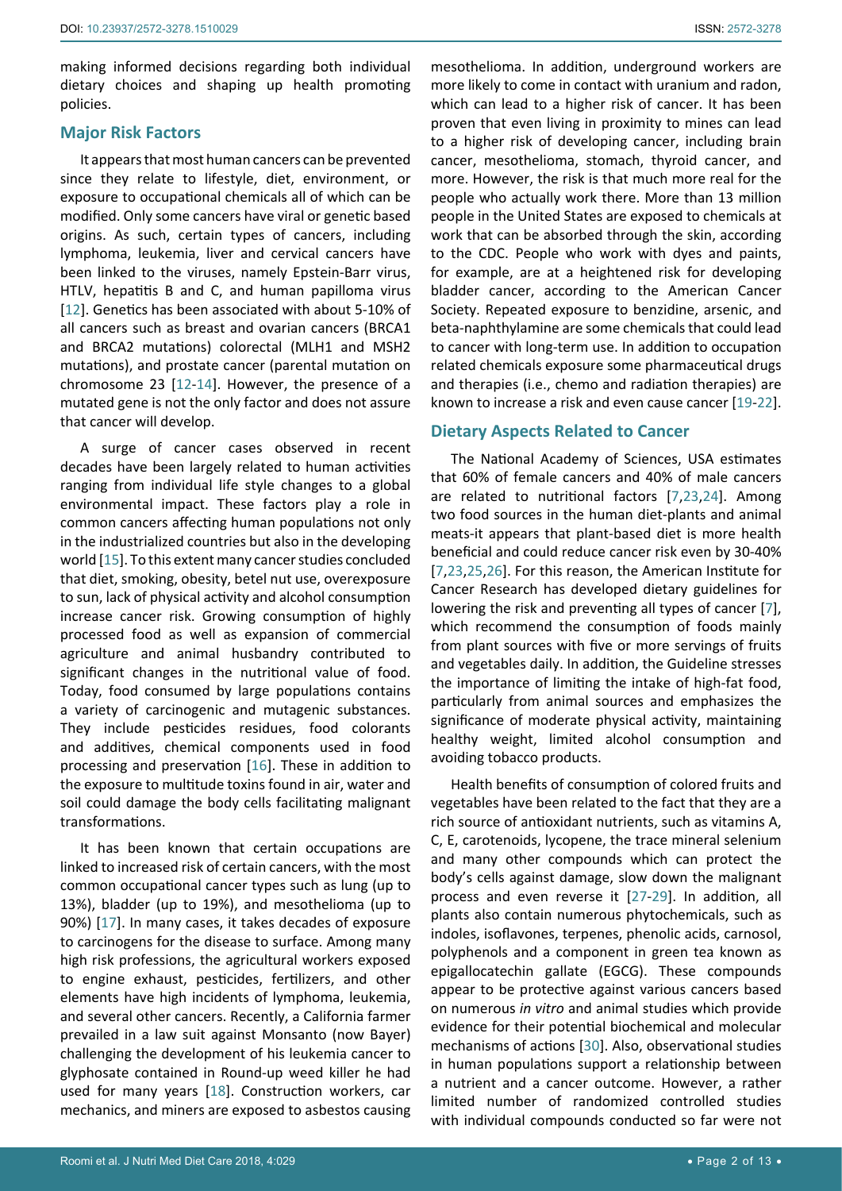making informed decisions regarding both individual dietary choices and shaping up health promoting policies.

## Major Risk Factors

It appears that most human cancers can be prevented since they relate to lifestyle, diet, environment, or exposure to occupational chemicals all of which can be modified. Only some cancers have viral or genetic based origins. As such, certain types of cancers, including lymphoma, leukemia, liver and cervical cancers have been linked to the viruses, namely Epstein-Barr virus, HTLV, hepatitis B and C, and human papilloma virus [12]. Genetics has been associated with about 5-10% of all cancers such as breast and ovarian cancers (BRCA1 and BRCA2 mutations) colorectal (MLH1 and MSH2 mutations), and prostate cancer (parental mutation on chromosome 23 [12-14]. However, the presence of a mutated gene is not the only factor and does not assure that cancer will develop.

A surge of cancer cases observed in recent decades have been largely related to human activities ranging from individual life style changes to a global environmental impact. These factors play a role in common cancers affecting human populations not only in the industrialized countries but also in the developing world [15]. To this extent many cancer studies concluded that diet, smoking, obesity, betel nut use, overexposure to sun, lack of physical activity and alcohol consumption increase cancer risk. Growing consumption of highly processed food as well as expansion of commercial agriculture and animal husbandry contributed to significant changes in the nutritional value of food. Today, food consumed by large populations contains a variety of carcinogenic and mutagenic substances. They include pesticides residues, food colorants and additives, chemical components used in food processing and preservation [16]. These in addition to the exposure to multitude toxins found in air, water and soil could damage the body cells facilitating malignant transformations.

It has been known that certain occupations are linked to increased risk of certain cancers, with the most common occupational cancer types such as lung (up to 13%), bladder (up to 19%), and mesothelioma (up to 90%) [17]. In many cases, it takes decades of exposure to carcinogens for the disease to surface. Among many high risk professions, the agricultural workers exposed to engine exhaust, pesticides, fertilizers, and other elements have high incidents of lymphoma, leukemia, and several other cancers. Recently, a California farmer prevailed in a law suit against Monsanto (now Bayer) challenging the development of his leukemia cancer to glyphosate contained in Round-up weed killer he had used for many years [18]. Construction workers, car mechanics, and miners are exposed to asbestos causing mesothelioma. In addition, underground workers are more likely to come in contact with uranium and radon, which can lead to a higher risk of cancer. It has been proven that even living in proximity to mines can lead to a higher risk of developing cancer, including brain cancer, mesothelioma, stomach, thyroid cancer, and more. However, the risk is that much more real for the people who actually work there. More than 13 million people in the United States are exposed to chemicals at work that can be absorbed through the skin, according to the CDC. People who work with dyes and paints, for example, are at a heightened risk for developing bladder cancer, according to the American Cancer Society. Repeated exposure to benzidine, arsenic, and beta-naphthylamine are some chemicals that could lead to cancer with long-term use. In addition to occupation related chemicals exposure some pharmaceutical drugs and therapies (i.e., chemo and radiation therapies) are known to increase a risk and even cause cancer [19-22].

## Dietary Aspects Related to Cancer

The National Academy of Sciences, USA estimates that 60% of female cancers and 40% of male cancers are related to nutritional factors [7,23,24]. Among two food sources in the human diet-plants and animal meats-it appears that plant-based diet is more health beneficial and could reduce cancer risk even by 30-40% [7,23,25,26]. For this reason, the American Institute for Cancer Research has developed dietary guidelines for lowering the risk and preventing all types of cancer [7], which recommend the consumption of foods mainly from plant sources with five or more servings of fruits and vegetables daily. In addition, the Guideline stresses the importance of limiting the intake of high-fat food, particularly from animal sources and emphasizes the significance of moderate physical activity, maintaining healthy weight, limited alcohol consumption and avoiding tobacco products.

Health benefits of consumption of colored fruits and vegetables have been related to the fact that they are a rich source of antioxidant nutrients, such as vitamins A, C, E, carotenoids, lycopene, the trace mineral selenium and many other compounds which can protect the body's cells against damage, slow down the malignant process and even reverse it [27-29]. In addition, all plants also contain numerous phytochemicals, such as indoles, isoflavones, terpenes, phenolic acids, carnosol, polyphenols and a component in green tea known as epigallocatechin gallate (EGCG). These compounds appear to be protective against various cancers based on numerous *in vitro* and animal studies which provide evidence for their potential biochemical and molecular mechanisms of actions [30]. Also, observational studies in human populations support a relationship between a nutrient and a cancer outcome. However, a rather limited number of randomized controlled studies with individual compounds conducted so far were not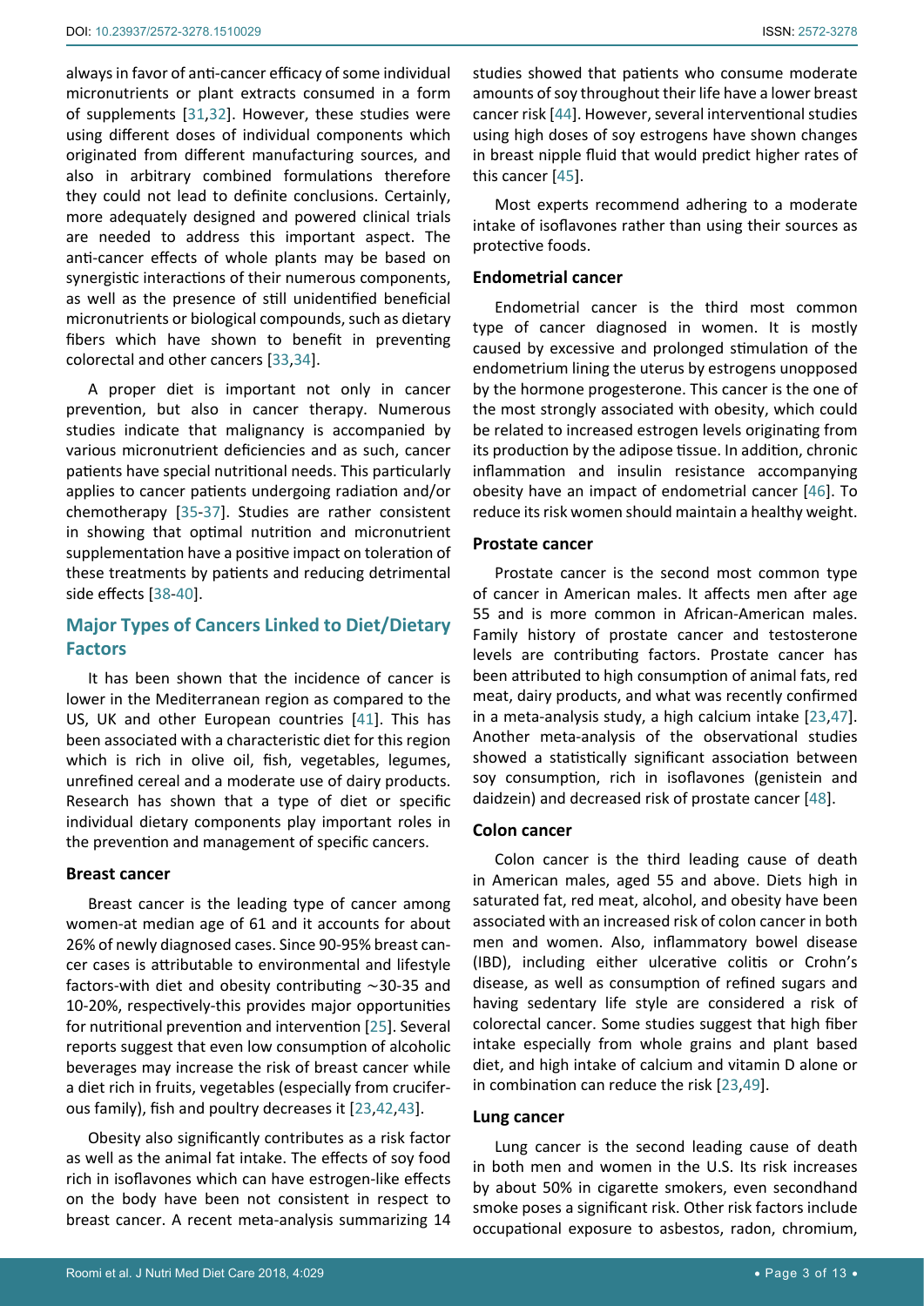always in favor of anti-cancer efficacy of some individual micronutrients or plant extracts consumed in a form of supplements [31,32]. However, these studies were using different doses of individual components which originated from different manufacturing sources, and also in arbitrary combined formulations therefore they could not lead to definite conclusions. Certainly, more adequately designed and powered clinical trials are needed to address this important aspect. The anti-cancer effects of whole plants may be based on synergistic interactions of their numerous components, as well as the presence of still unidentified beneficial micronutrients or biological compounds, such as dietary fibers which have shown to benefit in preventing colorectal and other cancers [33,34].

A proper diet is important not only in cancer prevention, but also in cancer therapy. Numerous studies indicate that malignancy is accompanied by various micronutrient deficiencies and as such, cancer patients have special nutritional needs. This particularly applies to cancer patients undergoing radiation and/or chemotherapy [35-37]. Studies are rather consistent in showing that optimal nutrition and micronutrient supplementation have a positive impact on toleration of these treatments by patients and reducing detrimental side effects [38-40].

## Major Types of Cancers Linked to Diet/Dietary Factors

It has been shown that the incidence of cancer is lower in the Mediterranean region as compared to the US, UK and other European countries [41]. This has been associated with a characteristic diet for this region which is rich in olive oil, fish, vegetables, legumes, unrefined cereal and a moderate use of dairy products. Research has shown that a type of diet or specific individual dietary components play important roles in the prevention and management of specific cancers.

### Breast cancer

Breast cancer is the leading type of cancer among women-at median age of 61 and it accounts for about 26% of newly diagnosed cases. Since 90-95% breast cancer cases is attributable to environmental and lifestyle factors-with diet and obesity contributing ~30-35 and 10-20%, respectively-this provides major opportunities for nutritional prevention and intervention [25]. Several reports suggest that even low consumption of alcoholic beverages may increase the risk of breast cancer while a diet rich in fruits, vegetables (especially from cruciferous family), fish and poultry decreases it [23,42,43].

Obesity also significantly contributes as a risk factor as well as the animal fat intake. The effects of soy food rich in isoflavones which can have estrogen-like effects on the body have been not consistent in respect to breast cancer. A recent meta-analysis summarizing 14 studies showed that patients who consume moderate amounts of soy throughout their life have a lower breast cancer risk [44]. However, several interventional studies using high doses of soy estrogens have shown changes in breast nipple fluid that would predict higher rates of this cancer [45].

Most experts recommend adhering to a moderate intake of isoflavones rather than using their sources as protective foods.

### Endometrial cancer

Endometrial cancer is the third most common type of cancer diagnosed in women. It is mostly caused by excessive and prolonged stimulation of the endometrium lining the uterus by estrogens unopposed by the hormone progesterone. This cancer is the one of the most strongly associated with obesity, which could be related to increased estrogen levels originating from its production by the adipose tissue. In addition, chronic inflammation and insulin resistance accompanying obesity have an impact of endometrial cancer [46]. To reduce its risk women should maintain a healthy weight.

### Prostate cancer

Prostate cancer is the second most common type of cancer in American males. It affects men after age 55 and is more common in African-American males. Family history of prostate cancer and testosterone levels are contributing factors. Prostate cancer has been attributed to high consumption of animal fats, red meat, dairy products, and what was recently confirmed in a meta-analysis study, a high calcium intake [23,47]. Another meta-analysis of the observational studies showed a statistically significant association between soy consumption, rich in isoflavones (genistein and daidzein) and decreased risk of prostate cancer [48].

### Colon cancer

Colon cancer is the third leading cause of death in American males, aged 55 and above. Diets high in saturated fat, red meat, alcohol, and obesity have been associated with an increased risk of colon cancer in both men and women. Also, inflammatory bowel disease (IBD), including either ulcerative colitis or Crohn's disease, as well as consumption of refined sugars and having sedentary life style are considered a risk of colorectal cancer. Some studies suggest that high fiber intake especially from whole grains and plant based diet, and high intake of calcium and vitamin D alone or in combination can reduce the risk [23,49].

### Lung cancer

Lung cancer is the second leading cause of death in both men and women in the U.S. Its risk increases by about 50% in cigarette smokers, even secondhand smoke poses a significant risk. Other risk factors include occupational exposure to asbestos, radon, chromium,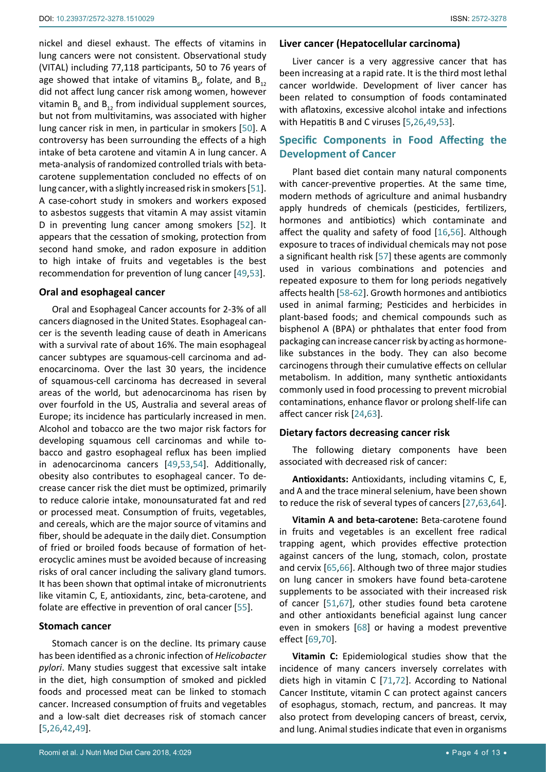nickel and diesel exhaust. The effects of vitamins in lung cancers were not consistent. Observational study (VITAL) including 77,118 participants, 50 to 76 years of age showed that intake of vitamins $B_6$, folate, and $B_{12}$ did not affect lung cancer risk among women, however vitamin $B_6$ and $B_{12}$ from individual supplement sources, but not from multivitamins, was associated with higher lung cancer risk in men, in particular in smokers [50]. A controversy has been surrounding the effects of a high intake of beta carotene and vitamin A in lung cancer. A meta-analysis of randomized controlled trials with beta-carotene supplementation concluded no effects of on lung cancer, with a slightly increased risk in smokers [51]. A case-cohort study in smokers and workers exposed to asbestos suggests that vitamin A may assist vitamin D in preventing lung cancer among smokers [52]. It appears that the cessation of smoking, protection from second hand smoke, and radon exposure in addition to high intake of fruits and vegetables is the best recommendation for prevention of lung cancer [49,53].

### Oral and esophageal cancer

Oral and Esophageal Cancer accounts for 2-3% of all cancers diagnosed in the United States. Esophageal cancer is the seventh leading cause of death in Americans with a survival rate of about 16%. The main esophageal cancer subtypes are squamous-cell carcinoma and adenocarcinoma. Over the last 30 years, the incidence of squamous-cell carcinoma has decreased in several areas of the world, but adenocarcinoma has risen by over fourfold in the US, Australia and several areas of Europe; its incidence has particularly increased in men. Alcohol and tobacco are the two major risk factors for developing squamous cell carcinomas and while tobacco and gastro esophageal reflux has been implied in adenocarcinoma cancers [49,53,54]. Additionally, obesity also contributes to esophageal cancer. To decrease cancer risk the diet must be optimized, primarily to reduce calorie intake, monounsaturated fat and red or processed meat. Consumption of fruits, vegetables, and cereals, which are the major source of vitamins and fiber, should be adequate in the daily diet. Consumption of fried or broiled foods because of formation of heterocyclic amines must be avoided because of increasing risks of oral cancer including the salivary gland tumors. It has been shown that optimal intake of micronutrients like vitamin C, E, antioxidants, zinc, beta-carotene, and folate are effective in prevention of oral cancer [55].

### Stomach cancer

Stomach cancer is on the decline. Its primary cause has been identified as a chronic infection of *Helicobacter pylori*. Many studies suggest that excessive salt intake in the diet, high consumption of smoked and pickled foods and processed meat can be linked to stomach cancer. Increased consumption of fruits and vegetables and a low-salt diet decreases risk of stomach cancer [5,26,42,49].

### Liver cancer (Hepatocellular carcinoma)

Liver cancer is a very aggressive cancer that has been increasing at a rapid rate. It is the third most lethal cancer worldwide. Development of liver cancer has been related to consumption of foods contaminated with aflatoxins, excessive alcohol intake and infections with Hepatitis B and C viruses [5,26,49,53].

## Specific Components in Food Affecting the Development of Cancer

Plant based diet contain many natural components with cancer-preventive properties. At the same time, modern methods of agriculture and animal husbandry apply hundreds of chemicals (pesticides, fertilizers, hormones and antibiotics) which contaminate and affect the quality and safety of food [16,56]. Although exposure to traces of individual chemicals may not pose a significant health risk [57] these agents are commonly used in various combinations and potencies and repeated exposure to them for long periods negatively affects health [58-62]. Growth hormones and antibiotics used in animal farming; Pesticides and herbicides in plant-based foods; and chemical compounds such as bisphenol A (BPA) or phthalates that enter food from packaging can increase cancer risk by acting as hormone-like substances in the body. They can also become carcinogens through their cumulative effects on cellular metabolism. In addition, many synthetic antioxidants commonly used in food processing to prevent microbial contaminations, enhance flavor or prolong shelf-life can affect cancer risk [24,63].

### Dietary factors decreasing cancer risk

The following dietary components have been associated with decreased risk of cancer:

**Antioxidants:** Antioxidants, including vitamins C, E, and A and the trace mineral selenium, have been shown to reduce the risk of several types of cancers [27,63,64].

**Vitamin A and beta-carotene:** Beta-carotene found in fruits and vegetables is an excellent free radical trapping agent, which provides effective protection against cancers of the lung, stomach, colon, prostate and cervix [65,66]. Although two of three major studies on lung cancer in smokers have found beta-carotene supplements to be associated with their increased risk of cancer [51,67], other studies found beta carotene and other antioxidants beneficial against lung cancer even in smokers [68] or having a modest preventive effect [69,70].

**Vitamin C:** Epidemiological studies show that the incidence of many cancers inversely correlates with diets high in vitamin C [71,72]. According to National Cancer Institute, vitamin C can protect against cancers of esophagus, stomach, rectum, and pancreas. It may also protect from developing cancers of breast, cervix, and lung. Animal studies indicate that even in organisms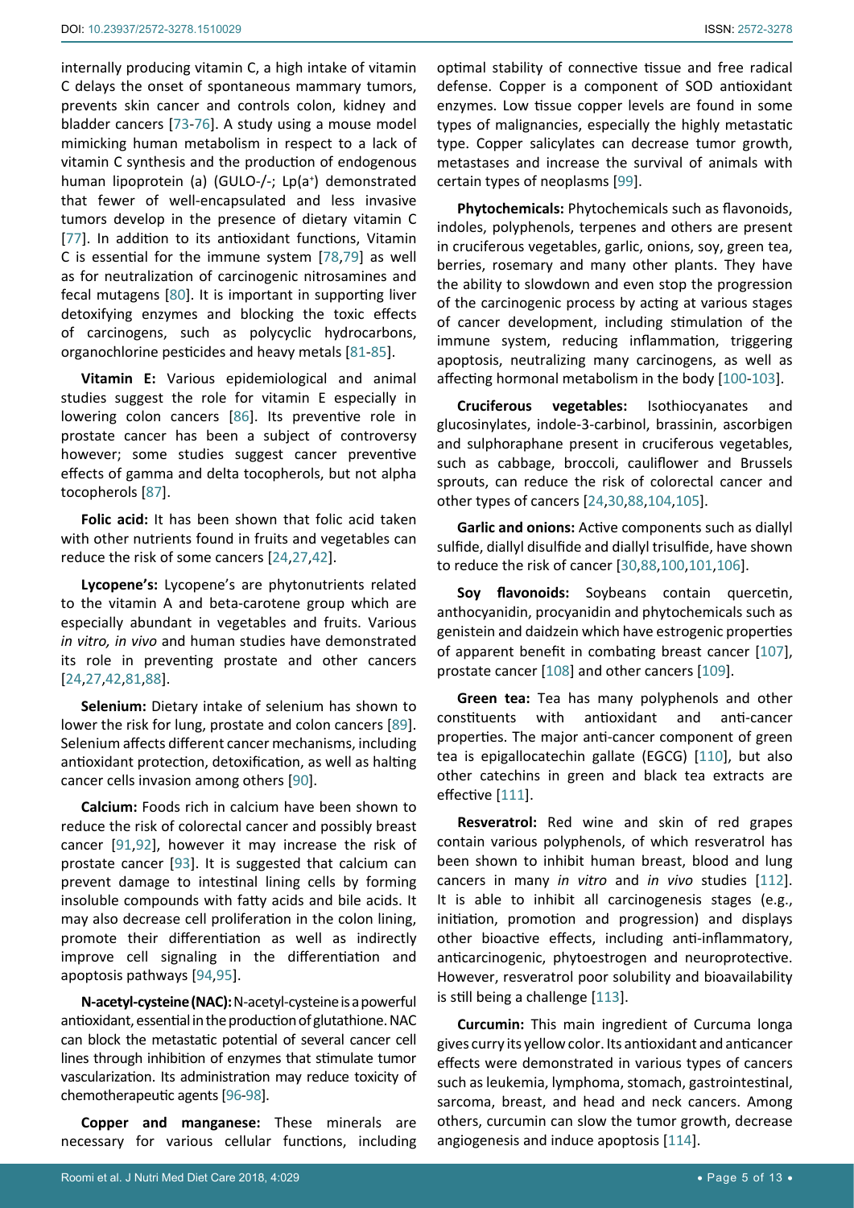internally producing vitamin C, a high intake of vitamin C delays the onset of spontaneous mammary tumors, prevents skin cancer and controls colon, kidney and bladder cancers [73-76]. A study using a mouse model mimicking human metabolism in respect to a lack of vitamin C synthesis and the production of endogenous human lipoprotein (a) (GULO-/-; Lp(a$^+$) demonstrated that fewer of well-encapsulated and less invasive tumors develop in the presence of dietary vitamin C [77]. In addition to its antioxidant functions, Vitamin C is essential for the immune system [78,79] as well as for neutralization of carcinogenic nitrosamines and fecal mutagens [80]. It is important in supporting liver detoxifying enzymes and blocking the toxic effects of carcinogens, such as polycyclic hydrocarbons, organochlorine pesticides and heavy metals [81-85].

**Vitamin E:** Various epidemiological and animal studies suggest the role for vitamin E especially in lowering colon cancers [86]. Its preventive role in prostate cancer has been a subject of controversy however; some studies suggest cancer preventive effects of gamma and delta tocopherols, but not alpha tocopherols [87].

**Folic acid:** It has been shown that folic acid taken with other nutrients found in fruits and vegetables can reduce the risk of some cancers [24,27,42].

**Lycopene's:** Lycopene's are phytonutrients related to the vitamin A and beta-carotene group which are especially abundant in vegetables and fruits. Various *in vitro, in vivo* and human studies have demonstrated its role in preventing prostate and other cancers [24,27,42,81,88].

**Selenium:** Dietary intake of selenium has shown to lower the risk for lung, prostate and colon cancers [89]. Selenium affects different cancer mechanisms, including antioxidant protection, detoxification, as well as halting cancer cells invasion among others [90].

**Calcium:** Foods rich in calcium have been shown to reduce the risk of colorectal cancer and possibly breast cancer [91,92], however it may increase the risk of prostate cancer [93]. It is suggested that calcium can prevent damage to intestinal lining cells by forming insoluble compounds with fatty acids and bile acids. It may also decrease cell proliferation in the colon lining, promote their differentiation as well as indirectly improve cell signaling in the differentiation and apoptosis pathways [94,95].

**N-acetyl-cysteine (NAC):** N-acetyl-cysteine is a powerful antioxidant, essential in the production of glutathione. NAC can block the metastatic potential of several cancer cell lines through inhibition of enzymes that stimulate tumor vascularization. Its administration may reduce toxicity of chemotherapeutic agents [96-98].

**Copper and manganese:** These minerals are necessary for various cellular functions, including optimal stability of connective tissue and free radical defense. Copper is a component of SOD antioxidant enzymes. Low tissue copper levels are found in some types of malignancies, especially the highly metastatic type. Copper salicylates can decrease tumor growth, metastases and increase the survival of animals with certain types of neoplasms [99].

**Phytochemicals:** Phytochemicals such as flavonoids, indoles, polyphenols, terpenes and others are present in cruciferous vegetables, garlic, onions, soy, green tea, berries, rosemary and many other plants. They have the ability to slowdown and even stop the progression of the carcinogenic process by acting at various stages of cancer development, including stimulation of the immune system, reducing inflammation, triggering apoptosis, neutralizing many carcinogens, as well as affecting hormonal metabolism in the body [100-103].

**Cruciferous vegetables:** Isothiocyanates and glucosinylates, indole-3-carbinol, brassinin, ascorbigen and sulphoraphane present in cruciferous vegetables, such as cabbage, broccoli, cauliflower and Brussels sprouts, can reduce the risk of colorectal cancer and other types of cancers [24,30,88,104,105].

**Garlic and onions:** Active components such as diallyl sulfide, diallyl disulfide and diallyl trisulfide, have shown to reduce the risk of cancer [30,88,100,101,106].

**Soy flavonoids:** Soybeans contain quercetin, anthocyanidin, procyanidin and phytochemicals such as genistein and daidzein which have estrogenic properties of apparent benefit in combating breast cancer [107], prostate cancer [108] and other cancers [109].

**Green tea:** Tea has many polyphenols and other constituents with antioxidant and anti-cancer properties. The major anti-cancer component of green tea is epigallocatechin gallate (EGCG) [110], but also other catechins in green and black tea extracts are effective [111].

**Resveratrol:** Red wine and skin of red grapes contain various polyphenols, of which resveratrol has been shown to inhibit human breast, blood and lung cancers in many *in vitro* and *in vivo* studies [112]. It is able to inhibit all carcinogenesis stages (e.g., initiation, promotion and progression) and displays other bioactive effects, including anti-inflammatory, anticarcinogenic, phytoestrogen and neuroprotective. However, resveratrol poor solubility and bioavailability is still being a challenge [113].

**Curcumin:** This main ingredient of Curcuma longa gives curry its yellow color. Its antioxidant and anticancer effects were demonstrated in various types of cancers such as leukemia, lymphoma, stomach, gastrointestinal, sarcoma, breast, and head and neck cancers. Among others, curcumin can slow the tumor growth, decrease angiogenesis and induce apoptosis [114].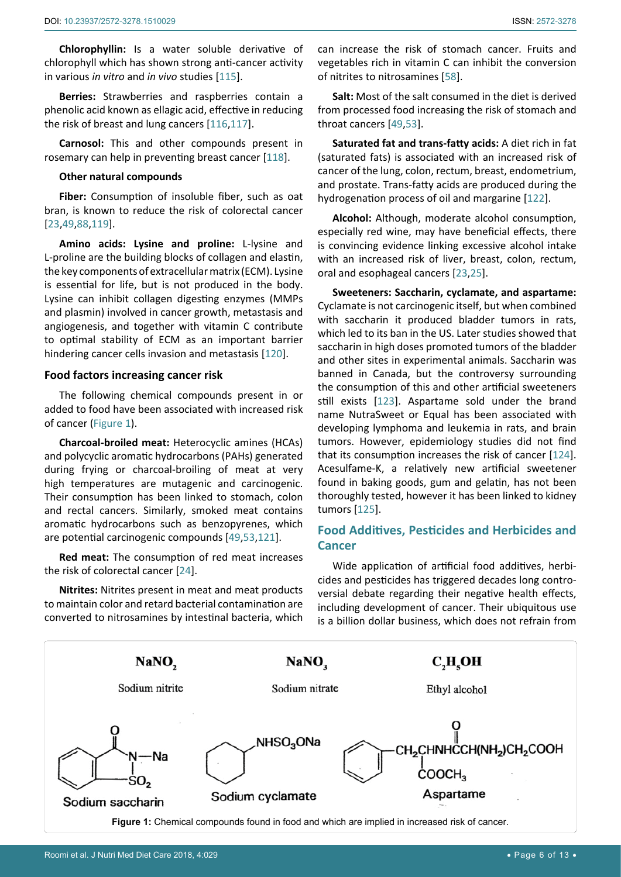**Chlorophyllin:** Is a water soluble derivative of chlorophyll which has shown strong anti-cancer activity in various *in vitro* and *in vivo* studies [115].

**Berries:** Strawberries and raspberries contain a phenolic acid known as ellagic acid, effective in reducing the risk of breast and lung cancers [116,117].

**Carnosol:** This and other compounds present in rosemary can help in preventing breast cancer [118].

**Other natural compounds**

**Fiber:** Consumption of insoluble fiber, such as oat bran, is known to reduce the risk of colorectal cancer [23,49,88,119].

**Amino acids: Lysine and proline:** L-lysine and L-proline are the building blocks of collagen and elastin, the key components of extracellular matrix (ECM). Lysine is essential for life, but is not produced in the body. Lysine can inhibit collagen digesting enzymes (MMPs and plasmin) involved in cancer growth, metastasis and angiogenesis, and together with vitamin C contribute to optimal stability of ECM as an important barrier hindering cancer cells invasion and metastasis [120].

### Food factors increasing cancer risk

The following chemical compounds present in or added to food have been associated with increased risk of cancer (Figure 1).

**Charcoal-broiled meat:** Heterocyclic amines (HCAs) and polycyclic aromatic hydrocarbons (PAHs) generated during frying or charcoal-broiling of meat at very high temperatures are mutagenic and carcinogenic. Their consumption has been linked to stomach, colon and rectal cancers. Similarly, smoked meat contains aromatic hydrocarbons such as benzopyrenes, which are potential carcinogenic compounds [49,53,121].

**Red meat:** The consumption of red meat increases the risk of colorectal cancer [24].

**Nitrites:** Nitrites present in meat and meat products to maintain color and retard bacterial contamination are converted to nitrosamines by intestinal bacteria, which can increase the risk of stomach cancer. Fruits and vegetables rich in vitamin C can inhibit the conversion of nitrites to nitrosamines [58].

**Salt:** Most of the salt consumed in the diet is derived from processed food increasing the risk of stomach and throat cancers [49,53].

**Saturated fat and trans-fatty acids:** A diet rich in fat (saturated fats) is associated with an increased risk of cancer of the lung, colon, rectum, breast, endometrium, and prostate. Trans-fatty acids are produced during the hydrogenation process of oil and margarine [122].

**Alcohol:** Although, moderate alcohol consumption, especially red wine, may have beneficial effects, there is convincing evidence linking excessive alcohol intake with an increased risk of liver, breast, colon, rectum, oral and esophageal cancers [23,25].

**Sweeteners: Saccharin, cyclamate, and aspartame:** Cyclamate is not carcinogenic itself, but when combined with saccharin it produced bladder tumors in rats, which led to its ban in the US. Later studies showed that saccharin in high doses promoted tumors of the bladder and other sites in experimental animals. Saccharin was banned in Canada, but the controversy surrounding the consumption of this and other artificial sweeteners still exists [123]. Aspartame sold under the brand name NutraSweet or Equal has been associated with developing lymphoma and leukemia in rats, and brain tumors. However, epidemiology studies did not find that its consumption increases the risk of cancer [124]. Acesulfame-K, a relatively new artificial sweetener found in baking goods, gum and gelatin, has not been thoroughly tested, however it has been linked to kidney tumors [125].

## Food Additives, Pesticides and Herbicides and Cancer

Wide application of artificial food additives, herbicides and pesticides has triggered decades long controversial debate regarding their negative health effects, including development of cancer. Their ubiquitous use is a billion dollar business, which does not refrain from

$NaNO_2$ Sodium nitrite — $NaNO_3$ Sodium nitrate — $C_2H_5OH$ Ethyl alcohol

Sodium saccharin — Sodium cyclamate ($NHSO_3ONa$) — Aspartame

**Figure 1:** Chemical compounds found in food and which are implied in increased risk of cancer.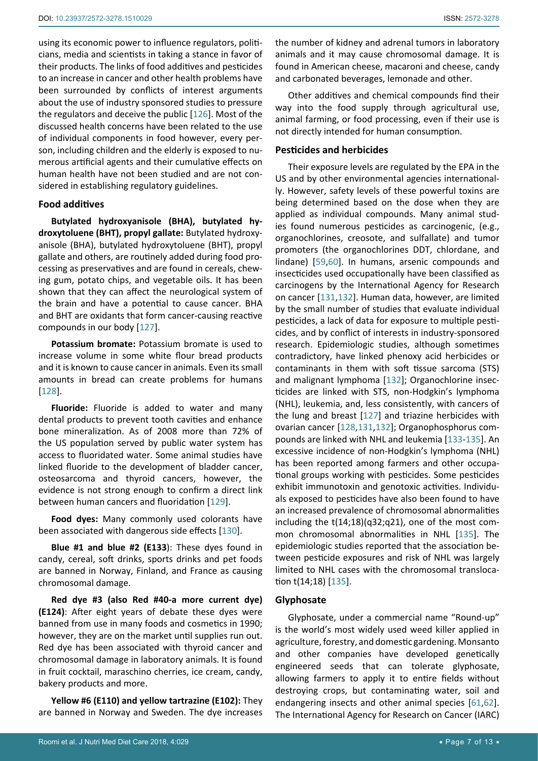using its economic power to influence regulators, politicians, media and scientists in taking a stance in favor of their products. The links of food additives and pesticides to an increase in cancer and other health problems have been surrounded by conflicts of interest arguments about the use of industry sponsored studies to pressure the regulators and deceive the public [126]. Most of the discussed health concerns have been related to the use of individual components in food however, every person, including children and the elderly is exposed to numerous artificial agents and their cumulative effects on human health have not been studied and are not considered in establishing regulatory guidelines.

## Food additives

**Butylated hydroxyanisole (BHA), butylated hydroxytoluene (BHT), propyl gallate:** Butylated hydroxyanisole (BHA), butylated hydroxytoluene (BHT), propyl gallate and others, are routinely added during food processing as preservatives and are found in cereals, chewing gum, potato chips, and vegetable oils. It has been shown that they can affect the neurological system of the brain and have a potential to cause cancer. BHA and BHT are oxidants that form cancer-causing reactive compounds in our body [127].

**Potassium bromate:** Potassium bromate is used to increase volume in some white flour bread products and it is known to cause cancer in animals. Even its small amounts in bread can create problems for humans [128].

**Fluoride:** Fluoride is added to water and many dental products to prevent tooth cavities and enhance bone mineralization. As of 2008 more than 72% of the US population served by public water system has access to fluoridated water. Some animal studies have linked fluoride to the development of bladder cancer, osteosarcoma and thyroid cancers, however, the evidence is not strong enough to confirm a direct link between human cancers and fluoridation [129].

**Food dyes:** Many commonly used colorants have been associated with dangerous side effects [130].

**Blue #1 and blue #2 (E133)**: These dyes found in candy, cereal, soft drinks, sports drinks and pet foods are banned in Norway, Finland, and France as causing chromosomal damage.

**Red dye #3 (also Red #40-a more current dye) (E124)**: After eight years of debate these dyes were banned from use in many foods and cosmetics in 1990; however, they are on the market until supplies run out. Red dye has been associated with thyroid cancer and chromosomal damage in laboratory animals. It is found in fruit cocktail, maraschino cherries, ice cream, candy, bakery products and more.

**Yellow #6 (E110) and yellow tartrazine (E102):** They are banned in Norway and Sweden. The dye increases the number of kidney and adrenal tumors in laboratory animals and it may cause chromosomal damage. It is found in American cheese, macaroni and cheese, candy and carbonated beverages, lemonade and other.

Other additives and chemical compounds find their way into the food supply through agricultural use, animal farming, or food processing, even if their use is not directly intended for human consumption.

## Pesticides and herbicides

Their exposure levels are regulated by the EPA in the US and by other environmental agencies internationally. However, safety levels of these powerful toxins are being determined based on the dose when they are applied as individual compounds. Many animal studies found numerous pesticides as carcinogenic, (e.g., organochlorines, creosote, and sulfallate) and tumor promoters (the organochlorines DDT, chlordane, and lindane) [59,60]. In humans, arsenic compounds and insecticides used occupationally have been classified as carcinogens by the International Agency for Research on cancer [131,132]. Human data, however, are limited by the small number of studies that evaluate individual pesticides, a lack of data for exposure to multiple pesticides, and by conflict of interests in industry-sponsored research. Epidemiologic studies, although sometimes contradictory, have linked phenoxy acid herbicides or contaminants in them with soft tissue sarcoma (STS) and malignant lymphoma [132]; Organochlorine insecticides are linked with STS, non-Hodgkin's lymphoma (NHL), leukemia, and, less consistently, with cancers of the lung and breast [127] and triazine herbicides with ovarian cancer [128,131,132]; Organophosphorus compounds are linked with NHL and leukemia [133-135]. An excessive incidence of non-Hodgkin's lymphoma (NHL) has been reported among farmers and other occupational groups working with pesticides. Some pesticides exhibit immunotoxin and genotoxic activities. Individuals exposed to pesticides have also been found to have an increased prevalence of chromosomal abnormalities including the t(14;18)(q32;q21), one of the most common chromosomal abnormalities in NHL [135]. The epidemiologic studies reported that the association between pesticide exposures and risk of NHL was largely limited to NHL cases with the chromosomal translocation t(14;18) [135].

## Glyphosate

Glyphosate, under a commercial name "Round-up" is the world's most widely used weed killer applied in agriculture, forestry, and domestic gardening. Monsanto and other companies have developed genetically engineered seeds that can tolerate glyphosate, allowing farmers to apply it to entire fields without destroying crops, but contaminating water, soil and endangering insects and other animal species [61,62]. The International Agency for Research on Cancer (IARC)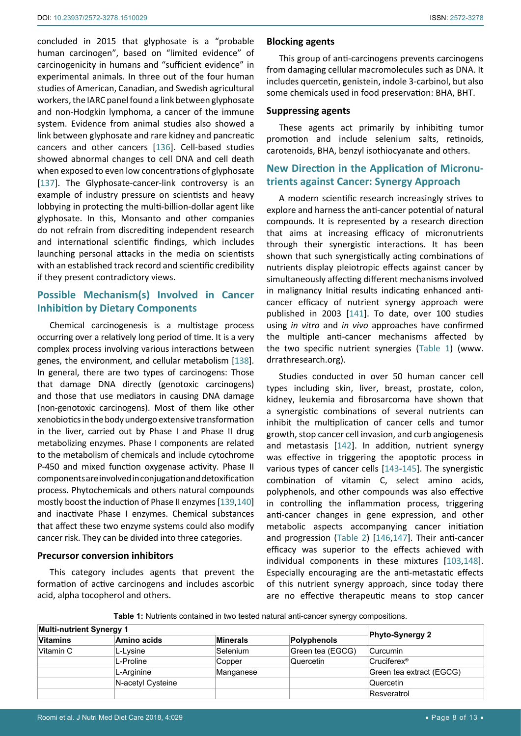concluded in 2015 that glyphosate is a "probable human carcinogen", based on "limited evidence" of carcinogenicity in humans and "sufficient evidence" in experimental animals. In three out of the four human studies of American, Canadian, and Swedish agricultural workers, the IARC panel found a link between glyphosate and non-Hodgkin lymphoma, a cancer of the immune system. Evidence from animal studies also showed a link between glyphosate and rare kidney and pancreatic cancers and other cancers [136]. Cell-based studies showed abnormal changes to cell DNA and cell death when exposed to even low concentrations of glyphosate [137]. The Glyphosate-cancer-link controversy is an example of industry pressure on scientists and heavy lobbying in protecting the multi-billion-dollar agent like glyphosate. In this, Monsanto and other companies do not refrain from discrediting independent research and international scientific findings, which includes launching personal attacks in the media on scientists with an established track record and scientific credibility if they present contradictory views.

## Possible Mechanism(s) Involved in Cancer Inhibition by Dietary Components

Chemical carcinogenesis is a multistage process occurring over a relatively long period of time. It is a very complex process involving various interactions between genes, the environment, and cellular metabolism [138]. In general, there are two types of carcinogens: Those that damage DNA directly (genotoxic carcinogens) and those that use mediators in causing DNA damage (non-genotoxic carcinogens). Most of them like other xenobiotics in the body undergo extensive transformation in the liver, carried out by Phase I and Phase II drug metabolizing enzymes. Phase I components are related to the metabolism of chemicals and include cytochrome P-450 and mixed function oxygenase activity. Phase II components are involved in conjugation and detoxification process. Phytochemicals and others natural compounds mostly boost the induction of Phase II enzymes [139,140] and inactivate Phase I enzymes. Chemical substances that affect these two enzyme systems could also modify cancer risk. They can be divided into three categories.

### Precursor conversion inhibitors

This category includes agents that prevent the formation of active carcinogens and includes ascorbic acid, alpha tocopherol and others.

### Blocking agents

This group of anti-carcinogens prevents carcinogens from damaging cellular macromolecules such as DNA. It includes quercetin, genistein, indole 3-carbinol, but also some chemicals used in food preservation: BHA, BHT.

### Suppressing agents

These agents act primarily by inhibiting tumor promotion and include selenium salts, retinoids, carotenoids, BHA, benzyl isothiocyanate and others.

## New Direction in the Application of Micronutrients against Cancer: Synergy Approach

A modern scientific research increasingly strives to explore and harness the anti-cancer potential of natural compounds. It is represented by a research direction that aims at increasing efficacy of micronutrients through their synergistic interactions. It has been shown that such synergistically acting combinations of nutrients display pleiotropic effects against cancer by simultaneously affecting different mechanisms involved in malignancy Initial results indicating enhanced anti-cancer efficacy of nutrient synergy approach were published in 2003 [141]. To date, over 100 studies using *in vitro* and *in vivo* approaches have confirmed the multiple anti-cancer mechanisms affected by the two specific nutrient synergies (Table 1) (www.drrathresearch.org).

Studies conducted in over 50 human cancer cell types including skin, liver, breast, prostate, colon, kidney, leukemia and fibrosarcoma have shown that a synergistic combinations of several nutrients can inhibit the multiplication of cancer cells and tumor growth, stop cancer cell invasion, and curb angiogenesis and metastasis [142]. In addition, nutrient synergy was effective in triggering the apoptotic process in various types of cancer cells [143-145]. The synergistic combination of vitamin C, select amino acids, polyphenols, and other compounds was also effective in controlling the inflammation process, triggering anti-cancer changes in gene expression, and other metabolic aspects accompanying cancer initiation and progression (Table 2) [146,147]. Their anti-cancer efficacy was superior to the effects achieved with individual components in these mixtures [103,148]. Especially encouraging are the anti-metastatic effects of this nutrient synergy approach, since today there are no effective therapeutic means to stop cancer

**Table 1:** Nutrients contained in two tested natural anti-cancer synergy compositions.

| Multi-nutrient Synergy 1 | | | | Phyto-Synergy 2 |
|---|---|---|---|---|
| **Vitamins** | **Amino acids** | **Minerals** | **Polyphenols** | |
| Vitamin C | L-Lysine | Selenium | Green tea (EGCG) | Curcumin |
| | L-Proline | Copper | Quercetin | Cruciferex® |
| | L-Arginine | Manganese | | Green tea extract (EGCG) |
| | N-acetyl Cysteine | | | Quercetin |
| | | | | Resveratrol |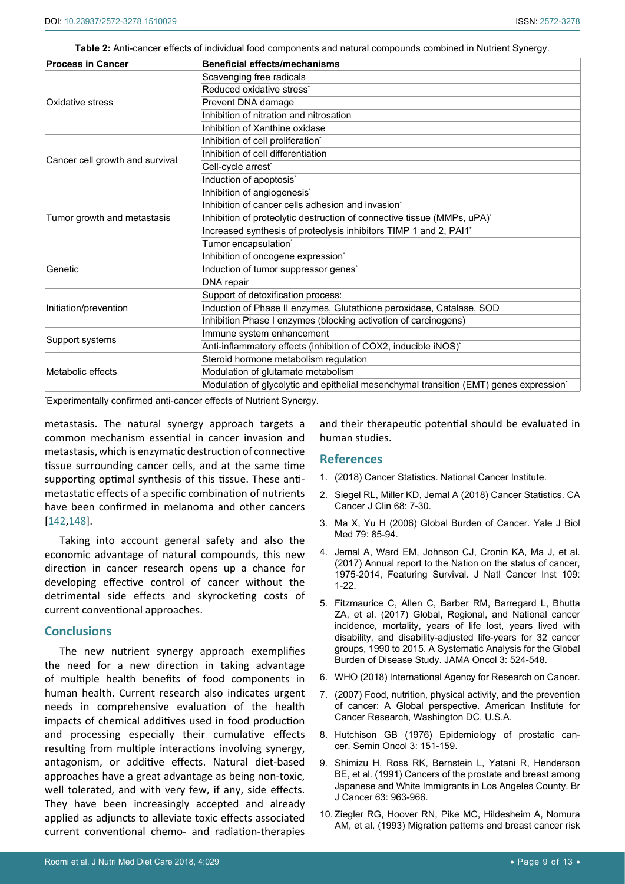**Table 2:** Anti-cancer effects of individual food components and natural compounds combined in Nutrient Synergy.

| Process in Cancer | Beneficial effects/mechanisms |
|---|---|
| Oxidative stress | Scavenging free radicals |
| | Reduced oxidative stress* |
| | Prevent DNA damage |
| | Inhibition of nitration and nitrosation |
| | Inhibition of Xanthine oxidase |
| Cancer cell growth and survival | Inhibition of cell proliferation* |
| | Inhibition of cell differentiation |
| | Cell-cycle arrest* |
| | Induction of apoptosis* |
| Tumor growth and metastasis | Inhibition of angiogenesis* |
| | Inhibition of cancer cells adhesion and invasion* |
| | Inhibition of proteolytic destruction of connective tissue (MMPs, uPA)* |
| | Increased synthesis of proteolysis inhibitors TIMP 1 and 2, PAI1* |
| | Tumor encapsulation* |
| Genetic | Inhibition of oncogene expression* |
| | Induction of tumor suppressor genes* |
| | DNA repair |
| Initiation/prevention | Support of detoxification process: |
| | Induction of Phase II enzymes, Glutathione peroxidase, Catalase, SOD |
| | Inhibition Phase I enzymes (blocking activation of carcinogens) |
| Support systems | Immune system enhancement |
| | Anti-inflammatory effects (inhibition of COX2, inducible iNOS)* |
| Metabolic effects | Steroid hormone metabolism regulation |
| | Modulation of glutamate metabolism |
| | Modulation of glycolytic and epithelial mesenchymal transition (EMT) genes expression* |

*Experimentally confirmed anti-cancer effects of Nutrient Synergy.

metastasis. The natural synergy approach targets a common mechanism essential in cancer invasion and metastasis, which is enzymatic destruction of connective tissue surrounding cancer cells, and at the same time supporting optimal synthesis of this tissue. These anti-metastatic effects of a specific combination of nutrients have been confirmed in melanoma and other cancers [142,148].

Taking into account general safety and also the economic advantage of natural compounds, this new direction in cancer research opens up a chance for developing effective control of cancer without the detrimental side effects and skyrocketing costs of current conventional approaches.

## Conclusions

The new nutrient synergy approach exemplifies the need for a new direction in taking advantage of multiple health benefits of food components in human health. Current research also indicates urgent needs in comprehensive evaluation of the health impacts of chemical additives used in food production and processing especially their cumulative effects resulting from multiple interactions involving synergy, antagonism, or additive effects. Natural diet-based approaches have a great advantage as being non-toxic, well tolerated, and with very few, if any, side effects. They have been increasingly accepted and already applied as adjuncts to alleviate toxic effects associated current conventional chemo- and radiation-therapies and their therapeutic potential should be evaluated in human studies.

## References

1. (2018) Cancer Statistics. National Cancer Institute.
2. Siegel RL, Miller KD, Jemal A (2018) Cancer Statistics. CA Cancer J Clin 68: 7-30.
3. Ma X, Yu H (2006) Global Burden of Cancer. Yale J Biol Med 79: 85-94.
4. Jemal A, Ward EM, Johnson CJ, Cronin KA, Ma J, et al. (2017) Annual report to the Nation on the status of cancer, 1975-2014, Featuring Survival. J Natl Cancer Inst 109: 1-22.
5. Fitzmaurice C, Allen C, Barber RM, Barregard L, Bhutta ZA, et al. (2017) Global, Regional, and National cancer incidence, mortality, years of life lost, years lived with disability, and disability-adjusted life-years for 32 cancer groups, 1990 to 2015. A Systematic Analysis for the Global Burden of Disease Study. JAMA Oncol 3: 524-548.
6. WHO (2018) International Agency for Research on Cancer.
7. (2007) Food, nutrition, physical activity, and the prevention of cancer: A Global perspective. American Institute for Cancer Research, Washington DC, U.S.A.
8. Hutchison GB (1976) Epidemiology of prostatic cancer. Semin Oncol 3: 151-159.
9. Shimizu H, Ross RK, Bernstein L, Yatani R, Henderson BE, et al. (1991) Cancers of the prostate and breast among Japanese and White Immigrants in Los Angeles County. Br J Cancer 63: 963-966.
10. Ziegler RG, Hoover RN, Pike MC, Hildesheim A, Nomura AM, et al. (1993) Migration patterns and breast cancer risk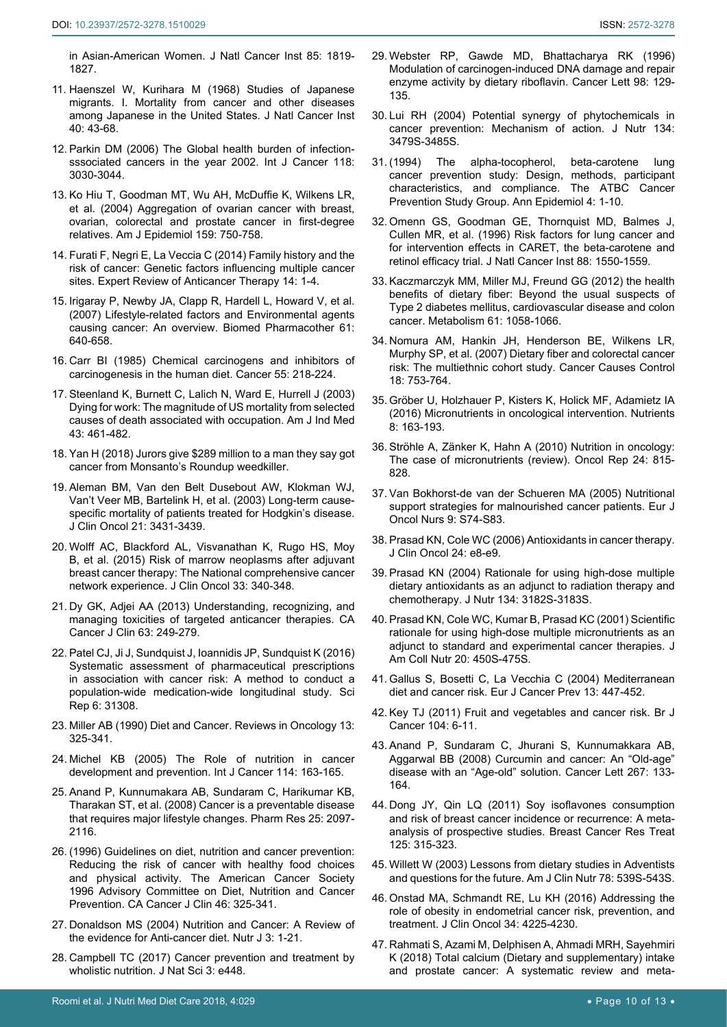in Asian-American Women. J Natl Cancer Inst 85: 1819-1827.

11. Haenszel W, Kurihara M (1968) Studies of Japanese migrants. I. Mortality from cancer and other diseases among Japanese in the United States. J Natl Cancer Inst 40: 43-68.
12. Parkin DM (2006) The Global health burden of infection-sssociated cancers in the year 2002. Int J Cancer 118: 3030-3044.
13. Ko Hiu T, Goodman MT, Wu AH, McDuffie K, Wilkens LR, et al. (2004) Aggregation of ovarian cancer with breast, ovarian, colorectal and prostate cancer in first-degree relatives. Am J Epidemiol 159: 750-758.
14. Furati F, Negri E, La Veccia C (2014) Family history and the risk of cancer: Genetic factors influencing multiple cancer sites. Expert Review of Anticancer Therapy 14: 1-4.
15. Irigaray P, Newby JA, Clapp R, Hardell L, Howard V, et al. (2007) Lifestyle-related factors and Environmental agents causing cancer: An overview. Biomed Pharmacother 61: 640-658.
16. Carr BI (1985) Chemical carcinogens and inhibitors of carcinogenesis in the human diet. Cancer 55: 218-224.
17. Steenland K, Burnett C, Lalich N, Ward E, Hurrell J (2003) Dying for work: The magnitude of US mortality from selected causes of death associated with occupation. Am J Ind Med 43: 461-482.
18. Yan H (2018) Jurors give $289 million to a man they say got cancer from Monsanto's Roundup weedkiller.
19. Aleman BM, Van den Belt Dusebout AW, Klokman WJ, Van't Veer MB, Bartelink H, et al. (2003) Long-term cause-specific mortality of patients treated for Hodgkin's disease. J Clin Oncol 21: 3431-3439.
20. Wolff AC, Blackford AL, Visvanathan K, Rugo HS, Moy B, et al. (2015) Risk of marrow neoplasms after adjuvant breast cancer therapy: The National comprehensive cancer network experience. J Clin Oncol 33: 340-348.
21. Dy GK, Adjei AA (2013) Understanding, recognizing, and managing toxicities of targeted anticancer therapies. CA Cancer J Clin 63: 249-279.
22. Patel CJ, Ji J, Sundquist J, Ioannidis JP, Sundquist K (2016) Systematic assessment of pharmaceutical prescriptions in association with cancer risk: A method to conduct a population-wide medication-wide longitudinal study. Sci Rep 6: 31308.
23. Miller AB (1990) Diet and Cancer. Reviews in Oncology 13: 325-341.
24. Michel KB (2005) The Role of nutrition in cancer development and prevention. Int J Cancer 114: 163-165.
25. Anand P, Kunnumakara AB, Sundaram C, Harikumar KB, Tharakan ST, et al. (2008) Cancer is a preventable disease that requires major lifestyle changes. Pharm Res 25: 2097-2116.
26. (1996) Guidelines on diet, nutrition and cancer prevention: Reducing the risk of cancer with healthy food choices and physical activity. The American Cancer Society 1996 Advisory Committee on Diet, Nutrition and Cancer Prevention. CA Cancer J Clin 46: 325-341.
27. Donaldson MS (2004) Nutrition and Cancer: A Review of the evidence for Anti-cancer diet. Nutr J 3: 1-21.
28. Campbell TC (2017) Cancer prevention and treatment by wholistic nutrition. J Nat Sci 3: e448.
29. Webster RP, Gawde MD, Bhattacharya RK (1996) Modulation of carcinogen-induced DNA damage and repair enzyme activity by dietary riboflavin. Cancer Lett 98: 129-135.
30. Lui RH (2004) Potential synergy of phytochemicals in cancer prevention: Mechanism of action. J Nutr 134: 3479S-3485S.
31. (1994) The alpha-tocopherol, beta-carotene lung cancer prevention study: Design, methods, participant characteristics, and compliance. The ATBC Cancer Prevention Study Group. Ann Epidemiol 4: 1-10.
32. Omenn GS, Goodman GE, Thornquist MD, Balmes J, Cullen MR, et al. (1996) Risk factors for lung cancer and for intervention effects in CARET, the beta-carotene and retinol efficacy trial. J Natl Cancer Inst 88: 1550-1559.
33. Kaczmarczyk MM, Miller MJ, Freund GG (2012) the health benefits of dietary fiber: Beyond the usual suspects of Type 2 diabetes mellitus, cardiovascular disease and colon cancer. Metabolism 61: 1058-1066.
34. Nomura AM, Hankin JH, Henderson BE, Wilkens LR, Murphy SP, et al. (2007) Dietary fiber and colorectal cancer risk: The multiethnic cohort study. Cancer Causes Control 18: 753-764.
35. Gröber U, Holzhauer P, Kisters K, Holick MF, Adamietz IA (2016) Micronutrients in oncological intervention. Nutrients 8: 163-193.
36. Ströhle A, Zänker K, Hahn A (2010) Nutrition in oncology: The case of micronutrients (review). Oncol Rep 24: 815-828.
37. Van Bokhorst-de van der Schueren MA (2005) Nutritional support strategies for malnourished cancer patients. Eur J Oncol Nurs 9: S74-S83.
38. Prasad KN, Cole WC (2006) Antioxidants in cancer therapy. J Clin Oncol 24: e8-e9.
39. Prasad KN (2004) Rationale for using high-dose multiple dietary antioxidants as an adjunct to radiation therapy and chemotherapy. J Nutr 134: 3182S-3183S.
40. Prasad KN, Cole WC, Kumar B, Prasad KC (2001) Scientific rationale for using high-dose multiple micronutrients as an adjunct to standard and experimental cancer therapies. J Am Coll Nutr 20: 450S-475S.
41. Gallus S, Bosetti C, La Vecchia C (2004) Mediterranean diet and cancer risk. Eur J Cancer Prev 13: 447-452.
42. Key TJ (2011) Fruit and vegetables and cancer risk. Br J Cancer 104: 6-11.
43. Anand P, Sundaram C, Jhurani S, Kunnumakkara AB, Aggarwal BB (2008) Curcumin and cancer: An "Old-age" disease with an "Age-old" solution. Cancer Lett 267: 133-164.
44. Dong JY, Qin LQ (2011) Soy isoflavones consumption and risk of breast cancer incidence or recurrence: A meta-analysis of prospective studies. Breast Cancer Res Treat 125: 315-323.
45. Willett W (2003) Lessons from dietary studies in Adventists and questions for the future. Am J Clin Nutr 78: 539S-543S.
46. Onstad MA, Schmandt RE, Lu KH (2016) Addressing the role of obesity in endometrial cancer risk, prevention, and treatment. J Clin Oncol 34: 4225-4230.
47. Rahmati S, Azami M, Delphisen A, Ahmadi MRH, Sayehmiri K (2018) Total calcium (Dietary and supplementary) intake and prostate cancer: A systematic review and meta-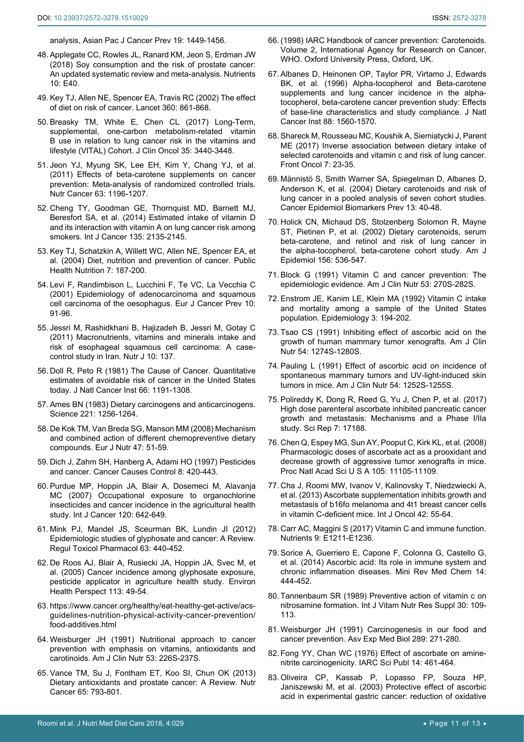analysis, Asian Pac J Cancer Prev 19: 1449-1456.

48. Applegate CC, Rowles JL, Ranard KM, Jeon S, Erdman JW (2018) Soy consumption and the risk of prostate cancer: An updated systematic review and meta-analysis. Nutrients 10: E40.

49. Key TJ, Allen NE, Spencer EA, Travis RC (2002) The effect of diet on risk of cancer. Lancet 360: 861-868.

50. Breasky TM, White E, Chen CL (2017) Long-Term, supplemental, one-carbon metabolism-related vitamin B use in relation to lung cancer risk in the vitamins and lifestyle (VITAL) Cohort. J Clin Oncol 35: 3440-3448.

51. Jeon YJ, Myung SK, Lee EH, Kim Y, Chang YJ, et al. (2011) Effects of beta-carotene supplements on cancer prevention: Meta-analysis of randomized controlled trials. Nutr Cancer 63: 1196-1207.

52. Cheng TY, Goodman GE, Thornquist MD, Barnett MJ, Beresfort SA, et al. (2014) Estimated intake of vitamin D and its interaction with vitamin A on lung cancer risk among smokers. Int J Cancer 135: 2135-2145.

53. Key TJ, Schatzkin A, Willett WC, Allen NE, Spencer EA, et al. (2004) Diet, nutrition and prevention of cancer. Public Health Nutrition 7: 187-200.

54. Levi F, Randimbison L, Lucchini F, Te VC, La Vecchia C (2001) Epidemiology of adenocarcinoma and squamous cell carcinoma of the oesophagus. Eur J Cancer Prev 10: 91-96.

55. Jessri M, Rashidkhani B, Hajizadeh B, Jessri M, Gotay C (2011) Macronutrients, vitamins and minerals intake and risk of esophageal squamous cell carcinoma: A case-control study in Iran. Nutr J 10: 137.

56. Doll R, Peto R (1981) The Cause of Cancer. Quantitative estimates of avoidable risk of cancer in the United States today. J Natl Cancer Inst 66: 1191-1308.

57. Ames BN (1983) Dietary carcinogens and anticarcinogens. Science 221: 1256-1264.

58. De Kok TM, Van Breda SG, Manson MM (2008) Mechanism and combined action of different chemopreventive dietary compounds. Eur J Nutr 47: 51-59.

59. Dich J, Zahm SH, Hanberg A, Adami HO (1997) Pesticides and cancer. Cancer Causes Control 8: 420-443.

60. Purdue MP, Hoppin JA, Blair A, Dosemeci M, Alavanja MC (2007) Occupational exposure to organochlorine insecticides and cancer incidence in the agricultural health study. Int J Cancer 120: 642-649.

61. Mink PJ, Mandel JS, Sceurman BK, Lundin JI (2012) Epidemiologic studies of glyphosate and cancer: A Review. Regul Toxicol Pharmacol 63: 440-452.

62. De Roos AJ, Blair A, Rusiecki JA, Hoppin JA, Svec M, et al. (2005) Cancer incidence among glyphosate exposure, pesticide applicator in agriculture health study. Environ Health Perspect 113: 49-54.

63. https://www.cancer.org/healthy/eat-healthy-get-active/acs-guidelines-nutrition-physical-activity-cancer-prevention/food-additives.html

64. Weisburger JH (1991) Nutritional approach to cancer prevention with emphasis on vitamins, antioxidants and carotinoids. Am J Clin Nutr 53: 226S-237S.

65. Vance TM, Su J, Fontham ET, Koo SI, Chun OK (2013) Dietary antioxidants and prostate cancer: A Review. Nutr Cancer 65: 793-801.

66. (1998) IARC Handbook of cancer prevention: Carotenoids. Volume 2, International Agency for Research on Cancer, WHO. Oxford University Press, Oxford, UK.

67. Albanes D, Heinonen OP, Taylor PR, Virtamo J, Edwards BK, et al. (1996) Alpha-tocopherol and Beta-carotene supplements and lung cancer incidence in the alpha-tocopherol, beta-carotene cancer prevention study: Effects of base-line characteristics and study compliance. J Natl Cancer Inst 88: 1560-1570.

68. Shareck M, Rousseau MC, Koushik A, Siemiatycki J, Parent ME (2017) Inverse association between dietary intake of selected carotenoids and vitamin c and risk of lung cancer. Front Oncol 7: 23-35.

69. Männistö S, Smith Warner SA, Spiegelman D, Albanes D, Anderson K, et al. (2004) Dietary carotenoids and risk of lung cancer in a pooled analysis of seven cohort studies. Cancer Epidemiol Biomarkers Prev 13: 40-48.

70. Holick CN, Michaud DS, Stolzenberg Solomon R, Mayne ST, Pietinen P, et al. (2002) Dietary carotenoids, serum beta-carotene, and retinol and risk of lung cancer in the alpha-tocopherol, beta-carotene cohort study. Am J Epidemiol 156: 536-547.

71. Block G (1991) Vitamin C and cancer prevention: The epidemiologic evidence. Am J Clin Nutr 53: 270S-282S.

72. Enstrom JE, Kanim LE, Klein MA (1992) Vitamin C intake and mortality among a sample of the United States population. Epidemiology 3: 194-202.

73. Tsao CS (1991) Inhibiting effect of ascorbic acid on the growth of human mammary tumor xenografts. Am J Clin Nutr 54: 1274S-1280S.

74. Pauling L (1991) Effect of ascorbic acid on incidence of spontaneous mammary tumors and UV-light-induced skin tumors in mice. Am J Clin Nutr 54: 1252S-1255S.

75. Polireddy K, Dong R, Reed G, Yu J, Chen P, et al. (2017) High dose parenteral ascorbate inhibited pancreatic cancer growth and metastasis: Mechanisms and a Phase I/IIa study. Sci Rep 7: 17188.

76. Chen Q, Espey MG, Sun AY, Pooput C, Kirk KL, et al. (2008) Pharmacologic doses of ascorbate act as a prooxidant and decrease growth of aggressive tumor xenografts in mice. Proc Natl Acad Sci U S A 105: 11105-11109.

77. Cha J, Roomi MW, Ivanov V, Kalinovsky T, Niedzwiecki A, et al. (2013) Ascorbate supplementation inhibits growth and metastasis of b16fo melanoma and 4t1 breast cancer cells in vitamin C-deficient mice. Int J Oncol 42: 55-64.

78. Carr AC, Maggini S (2017) Vitamin C and immune function. Nutrients 9: E1211-E1236.

79. Sorice A, Guerriero E, Capone F, Colonna G, Castello G, et al. (2014) Ascorbic acid: Its role in immune system and chronic inflammation diseases. Mini Rev Med Chem 14: 444-452.

80. Tannenbaum SR (1989) Preventive action of vitamin c on nitrosamine formation. Int J Vitam Nutr Res Suppl 30: 109-113.

81. Weisburger JH (1991) Carcinogenesis in our food and cancer prevention. Asv Exp Med Biol 289: 271-280.

82. Fong YY, Chan WC (1976) Effect of ascorbate on amine-nitrite carcinogenicity. IARC Sci Publ 14: 461-464.

83. Oliveira CP, Kassab P, Lopasso FP, Souza HP, Janiszewski M, et al. (2003) Protective effect of ascorbic acid in experimental gastric cancer: reduction of oxidative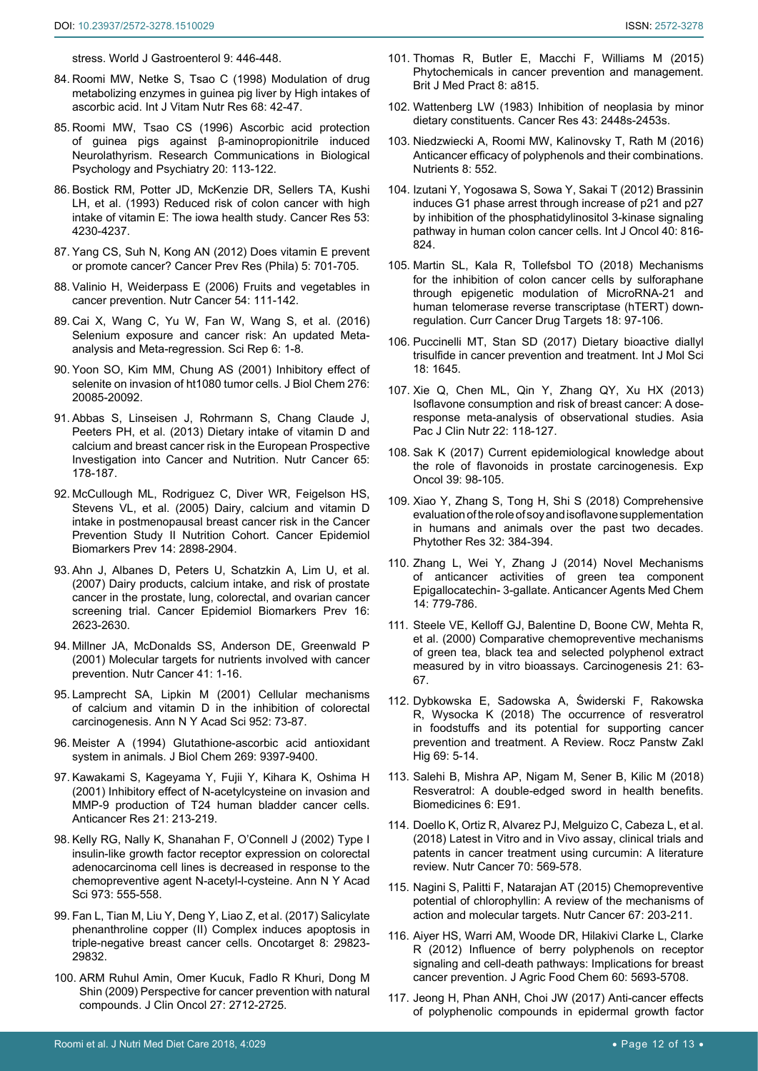stress. World J Gastroenterol 9: 446-448.

84. Roomi MW, Netke S, Tsao C (1998) Modulation of drug metabolizing enzymes in guinea pig liver by High intakes of ascorbic acid. Int J Vitam Nutr Res 68: 42-47.

85. Roomi MW, Tsao CS (1996) Ascorbic acid protection of guinea pigs against β-aminopropionitrile induced Neurolathyrism. Research Communications in Biological Psychology and Psychiatry 20: 113-122.

86. Bostick RM, Potter JD, McKenzie DR, Sellers TA, Kushi LH, et al. (1993) Reduced risk of colon cancer with high intake of vitamin E: The iowa health study. Cancer Res 53: 4230-4237.

87. Yang CS, Suh N, Kong AN (2012) Does vitamin E prevent or promote cancer? Cancer Prev Res (Phila) 5: 701-705.

88. Valinio H, Weiderpass E (2006) Fruits and vegetables in cancer prevention. Nutr Cancer 54: 111-142.

89. Cai X, Wang C, Yu W, Fan W, Wang S, et al. (2016) Selenium exposure and cancer risk: An updated Meta-analysis and Meta-regression. Sci Rep 6: 1-8.

90. Yoon SO, Kim MM, Chung AS (2001) Inhibitory effect of selenite on invasion of ht1080 tumor cells. J Biol Chem 276: 20085-20092.

91. Abbas S, Linseisen J, Rohrmann S, Chang Claude J, Peeters PH, et al. (2013) Dietary intake of vitamin D and calcium and breast cancer risk in the European Prospective Investigation into Cancer and Nutrition. Nutr Cancer 65: 178-187.

92. McCullough ML, Rodriguez C, Diver WR, Feigelson HS, Stevens VL, et al. (2005) Dairy, calcium and vitamin D intake in postmenopausal breast cancer risk in the Cancer Prevention Study II Nutrition Cohort. Cancer Epidemiol Biomarkers Prev 14: 2898-2904.

93. Ahn J, Albanes D, Peters U, Schatzkin A, Lim U, et al. (2007) Dairy products, calcium intake, and risk of prostate cancer in the prostate, lung, colorectal, and ovarian cancer screening trial. Cancer Epidemiol Biomarkers Prev 16: 2623-2630.

94. Millner JA, McDonalds SS, Anderson DE, Greenwald P (2001) Molecular targets for nutrients involved with cancer prevention. Nutr Cancer 41: 1-16.

95. Lamprecht SA, Lipkin M (2001) Cellular mechanisms of calcium and vitamin D in the inhibition of colorectal carcinogenesis. Ann N Y Acad Sci 952: 73-87.

96. Meister A (1994) Glutathione-ascorbic acid antioxidant system in animals. J Biol Chem 269: 9397-9400.

97. Kawakami S, Kageyama Y, Fujii Y, Kihara K, Oshima H (2001) Inhibitory effect of N-acetylcysteine on invasion and MMP-9 production of T24 human bladder cancer cells. Anticancer Res 21: 213-219.

98. Kelly RG, Nally K, Shanahan F, O'Connell J (2002) Type I insulin-like growth factor receptor expression on colorectal adenocarcinoma cell lines is decreased in response to the chemopreventive agent N-acetyl-l-cysteine. Ann N Y Acad Sci 973: 555-558.

99. Fan L, Tian M, Liu Y, Deng Y, Liao Z, et al. (2017) Salicylate phenanthroline copper (II) Complex induces apoptosis in triple-negative breast cancer cells. Oncotarget 8: 29823-29832.

100. ARM Ruhul Amin, Omer Kucuk, Fadlo R Khuri, Dong M Shin (2009) Perspective for cancer prevention with natural compounds. J Clin Oncol 27: 2712-2725.

101. Thomas R, Butler E, Macchi F, Williams M (2015) Phytochemicals in cancer prevention and management. Brit J Med Pract 8: a815.

102. Wattenberg LW (1983) Inhibition of neoplasia by minor dietary constituents. Cancer Res 43: 2448s-2453s.

103. Niedzwiecki A, Roomi MW, Kalinovsky T, Rath M (2016) Anticancer efficacy of polyphenols and their combinations. Nutrients 8: 552.

104. Izutani Y, Yogosawa S, Sowa Y, Sakai T (2012) Brassinin induces G1 phase arrest through increase of p21 and p27 by inhibition of the phosphatidylinositol 3-kinase signaling pathway in human colon cancer cells. Int J Oncol 40: 816-824.

105. Martin SL, Kala R, Tollefsbol TO (2018) Mechanisms for the inhibition of colon cancer cells by sulforaphane through epigenetic modulation of MicroRNA-21 and human telomerase reverse transcriptase (hTERT) down-regulation. Curr Cancer Drug Targets 18: 97-106.

106. Puccinelli MT, Stan SD (2017) Dietary bioactive diallyl trisulfide in cancer prevention and treatment. Int J Mol Sci 18: 1645.

107. Xie Q, Chen ML, Qin Y, Zhang QY, Xu HX (2013) Isoflavone consumption and risk of breast cancer: A dose-response meta-analysis of observational studies. Asia Pac J Clin Nutr 22: 118-127.

108. Sak K (2017) Current epidemiological knowledge about the role of flavonoids in prostate carcinogenesis. Exp Oncol 39: 98-105.

109. Xiao Y, Zhang S, Tong H, Shi S (2018) Comprehensive evaluation of the role of soy and isoflavone supplementation in humans and animals over the past two decades. Phytother Res 32: 384-394.

110. Zhang L, Wei Y, Zhang J (2014) Novel Mechanisms of anticancer activities of green tea component Epigallocatechin- 3-gallate. Anticancer Agents Med Chem 14: 779-786.

111. Steele VE, Kelloff GJ, Balentine D, Boone CW, Mehta R, et al. (2000) Comparative chemopreventive mechanisms of green tea, black tea and selected polyphenol extract measured by in vitro bioassays. Carcinogenesis 21: 63-67.

112. Dybkowska E, Sadowska A, Świderski F, Rakowska R, Wysocka K (2018) The occurrence of resveratrol in foodstuffs and its potential for supporting cancer prevention and treatment. A Review. Rocz Panstw Zakl Hig 69: 5-14.

113. Salehi B, Mishra AP, Nigam M, Sener B, Kilic M (2018) Resveratrol: A double-edged sword in health benefits. Biomedicines 6: E91.

114. Doello K, Ortiz R, Alvarez PJ, Melguizo C, Cabeza L, et al. (2018) Latest in Vitro and in Vivo assay, clinical trials and patents in cancer treatment using curcumin: A literature review. Nutr Cancer 70: 569-578.

115. Nagini S, Palitti F, Natarajan AT (2015) Chemopreventive potential of chlorophyllin: A review of the mechanisms of action and molecular targets. Nutr Cancer 67: 203-211.

116. Aiyer HS, Warri AM, Woode DR, Hilakivi Clarke L, Clarke R (2012) Influence of berry polyphenols on receptor signaling and cell-death pathways: Implications for breast cancer prevention. J Agric Food Chem 60: 5693-5708.

117. Jeong H, Phan ANH, Choi JW (2017) Anti-cancer effects of polyphenolic compounds in epidermal growth factor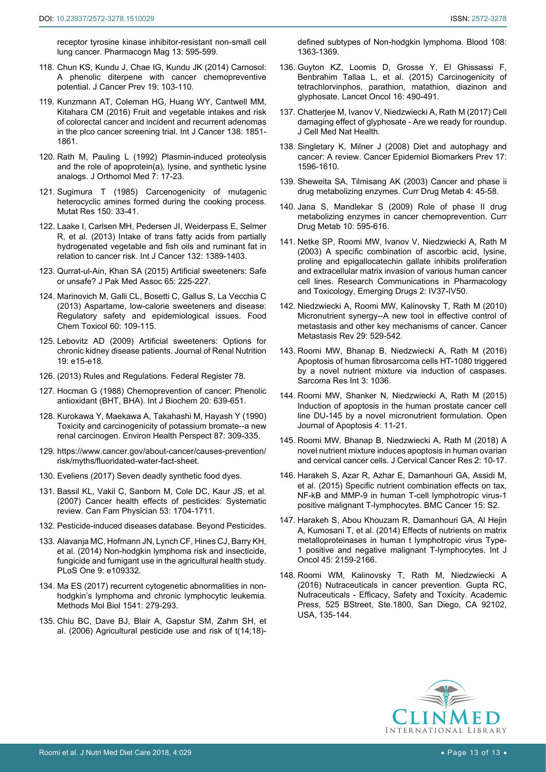receptor tyrosine kinase inhibitor-resistant non-small cell lung cancer. Pharmacogn Mag 13: 595-599.

118. Chun KS, Kundu J, Chae IG, Kundu JK (2014) Carnosol: A phenolic diterpene with cancer chemopreventive potential. J Cancer Prev 19: 103-110.
119. Kunzmann AT, Coleman HG, Huang WY, Cantwell MM, Kitahara CM (2016) Fruit and vegetable intakes and risk of colorectal cancer and incident and recurrent adenomas in the plco cancer screening trial. Int J Cancer 138: 1851-1861.
120. Rath M, Pauling L (1992) Plasmin-induced proteolysis and the role of apoprotein(a), lysine, and synthetic lysine analogs. J Orthomol Med 7: 17-23.
121. Sugimura T (1985) Carcenogenicity of mutagenic heterocyclic amines formed during the cooking process. Mutat Res 150: 33-41.
122. Laake I, Carlsen MH, Pedersen JI, Weiderpass E, Selmer R, et al. (2013) Intake of trans fatty acids from partially hydrogenated vegetable and fish oils and ruminant fat in relation to cancer risk. Int J Cancer 132: 1389-1403.
123. Qurrat-ul-Ain, Khan SA (2015) Artificial sweeteners: Safe or unsafe? J Pak Med Assoc 65: 225-227.
124. Marinovich M, Galli CL, Bosetti C, Gallus S, La Vecchia C (2013) Aspartame, low-calorie sweeteners and disease: Regulatory safety and epidemiological issues. Food Chem Toxicol 60: 109-115.
125. Lebovitz AD (2009) Artificial sweeteners: Options for chronic kidney disease patients. Journal of Renal Nutrition 19: e15-e18.
126. (2013) Rules and Regulations. Federal Register 78.
127. Hocman G (1988) Chemoprevention of cancer: Phenolic antioxidant (BHT, BHA). Int J Biochem 20: 639-651.
128. Kurokawa Y, Maekawa A, Takahashi M, Hayash Y (1990) Toxicity and carcinogenicity of potassium bromate--a new renal carcinogen. Environ Health Perspect 87: 309-335.
129. https://www.cancer.gov/about-cancer/causes-prevention/risk/myths/fluoridated-water-fact-sheet.
130. Eveliens (2017) Seven deadly synthetic food dyes.
131. Bassil KL, Vakil C, Sanborn M, Cole DC, Kaur JS, et al. (2007) Cancer health effects of pesticides: Systematic review. Can Fam Physician 53: 1704-1711.
132. Pesticide-induced diseases database. Beyond Pesticides.
133. Alavanja MC, Hofmann JN, Lynch CF, Hines CJ, Barry KH, et al. (2014) Non-hodgkin lymphoma risk and insecticide, fungicide and fumigant use in the agricultural health study. PLoS One 9: e109332.
134. Ma ES (2017) recurrent cytogenetic abnormalities in non-hodgkin's lymphoma and chronic lymphocytic leukemia. Methods Mol Biol 1541: 279-293.
135. Chiu BC, Dave BJ, Blair A, Gapstur SM, Zahm SH, et al. (2006) Agricultural pesticide use and risk of t(14;18)-defined subtypes of Non-hodgkin lymphoma. Blood 108: 1363-1369.
136. Guyton KZ, Loomis D, Grosse Y, El Ghissassi F, Benbrahim Tallaa L, et al. (2015) Carcinogenicity of tetrachlorvinphos, parathion, matathion, diazinon and glyphosate. Lancet Oncol 16: 490-491.
137. Chatterjee M, Ivanov V, Niedzwiecki A, Rath M (2017) Cell damaging effect of glyphosate - Are we ready for roundup. J Cell Med Nat Health.
138. Singletary K, Milner J (2008) Diet and autophagy and cancer: A review. Cancer Epidemiol Biomarkers Prev 17: 1596-1610.
139. Sheweita SA, Tilmisang AK (2003) Cancer and phase ii drug metabolizing enzymes. Curr Drug Metab 4: 45-58.
140. Jana S, Mandlekar S (2009) Role of phase II drug metabolizing enzymes in cancer chemoprevention. Curr Drug Metab 10: 595-616.
141. Netke SP, Roomi MW, Ivanov V, Niedzwiecki A, Rath M (2003) A specific combination of ascorbic acid, lysine, prolinę and epigallocatechin gallate inhibits proliferation and extracellular matrix invasion of various human cancer cell lines. Research Communications in Pharmacology and Toxicology, Emerging Drugs 2: IV37-IV50.
142. Niedzwiecki A, Roomi MW, Kalinovsky T, Rath M (2010) Micronutrient synergy--A new tool in effective control of metastasis and other key mechanisms of cancer. Cancer Metastasis Rev 29: 529-542.
143. Roomi MW, Bhanap B, Niedzwiecki A, Rath M (2016) Apoptosis of human fibrosarcoma cells HT-1080 triggered by a novel nutrient mixture via induction of caspases. Sarcoma Res Int 3: 1036.
144. Roomi MW, Shanker N, Niedzwiecki A, Rath M (2015) Induction of apoptosis in the human prostate cancer cell line DU-145 by a novel micronutrient formulation. Open Journal of Apoptosis 4: 11-21.
145. Roomi MW, Bhanap B, Niedzwiecki A, Rath M (2018) A novel nutrient mixture induces apoptosis in human ovarian and cervical cancer cells. J Cervical Cancer Res 2: 10-17.
146. Harakeh S, Azar R, Azhar E, Damanhouri GA, Assidi M, et al. (2015) Specific nutrient combination effects on tax, NF-kB and MMP-9 in human T-cell lymphotropic virus-1 positive malignant T-lymphocytes. BMC Cancer 15: S2.
147. Harakeh S, Abou Khouzam R, Damanhouri GA, Al Hejin A, Kumosani T, et al. (2014) Effects of nutrients on matrix metalloproteinases in human t lymphotropic virus Type-1 positive and negative malignant T-lymphocytes. Int J Oncol 45: 2159-2166.
148. Roomi WM, Kalinovsky T, Rath M, Niedzwiecki A (2016) Nutraceuticals in cancer prevention. Gupta RC, Nutraceuticals - Efficacy, Safety and Toxicity. Academic Press, 525 BStreet, Ste.1800, San Diego, CA 92102, USA, 135-144.